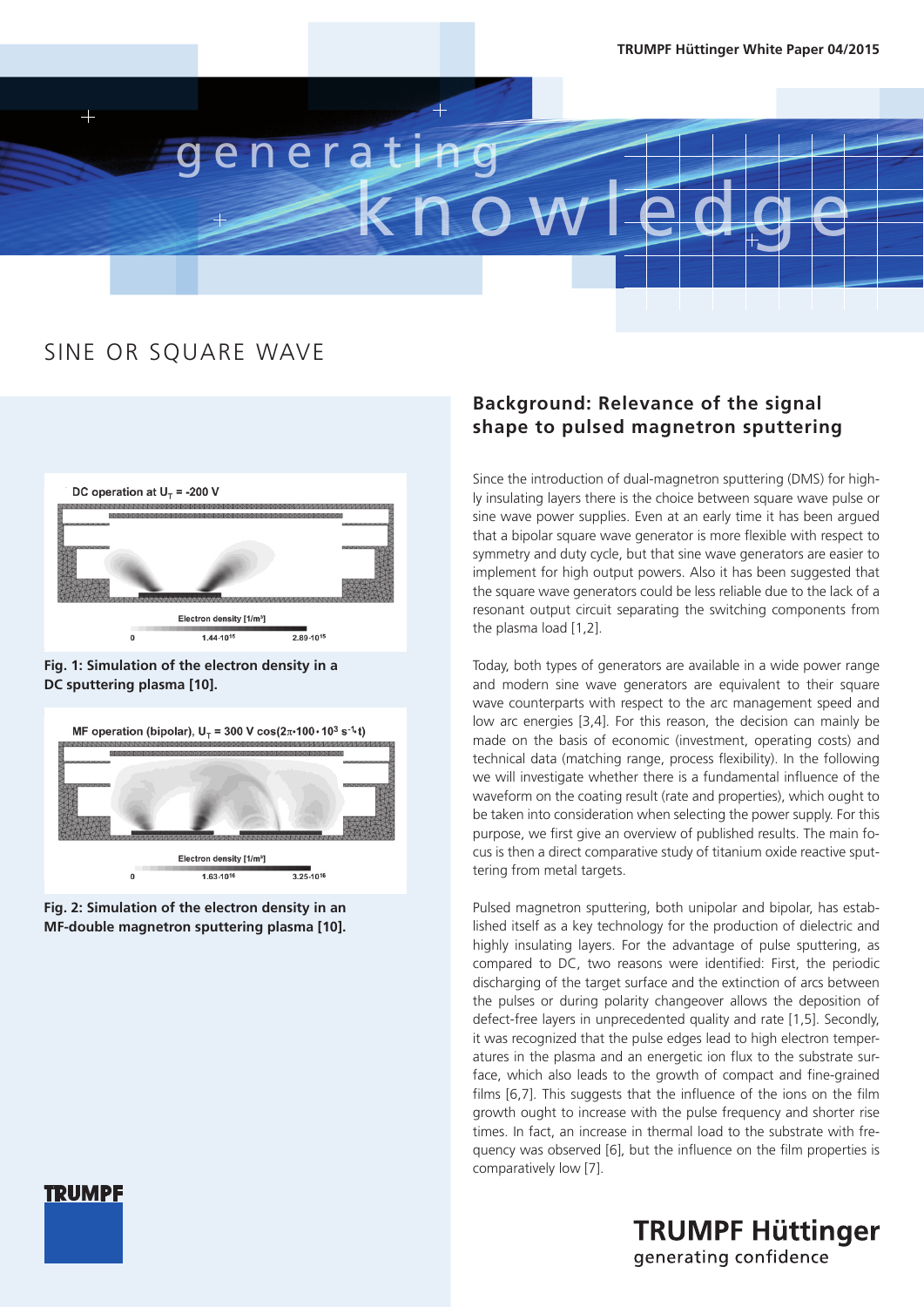# SINE OR SQUARE WAVE

Fig. 1: Simulation of the electron density in a DC sputtering plasma [10].

Fig. 2: Simulation of the electron density in an MF-double magnetron sputtering plasma [10].

## Background: Relevance of the signal shape to pulsed magnetron sputtering

Since the introduction of dual-magnetron sputtering (DMS) for highly insulating layers there is the choice between square wave pulse or sine wave power supplies. Even at an early time it has been argued that a bipolar square wave generator is more flexible with respect to symmetry and duty cycle, but that sine wave generators are easier to implement for high output powers. Also it has been suggested that the square wave generators could be less reliable due to the lack of a resonant output circuit separating the switching components from the plasma load [1,2].

Today, both types of generators are available in a wide power range and modern sine wave generators are equivalent to their square wave counterparts with respect to the arc management speed and low arc energies [3,4]. For this reason, the decision can mainly be made on the basis of economic (investment, operating costs) and technical data (matching range, process flexibility). In the following we will investigate whether there is a fundamental influence of the waveform on the coating result (rate and properties), which ought to be taken into consideration when selecting the power supply. For this purpose, we first give an overview of published results. The main focus is then a direct comparative study of titanium oxide reactive sputtering from metal targets.

Pulsed magnetron sputtering, both unipolar and bipolar, has established itself as a key technology for the production of dielectric and highly insulating layers. For the advantage of pulse sputtering, as compared to DC, two reasons were identified: First, the periodic discharging of the target surface and the extinction of arcs between the pulses or during polarity changeover allows the deposition of defect-free layers in unprecedented quality and rate [1,5]. Secondly, it was recognized that the pulse edges lead to high electron temperatures in the plasma and an energetic ion flux to the substrate surface, which also leads to the growth of compact and fine-grained films [6,7]. This suggests that the influence of the ions on the film growth ought to increase with the pulse frequency and shorter rise times. In fact, an increase in thermal load to the substrate with frequency was observed [6], but the influence on the film properties is comparatively low [7].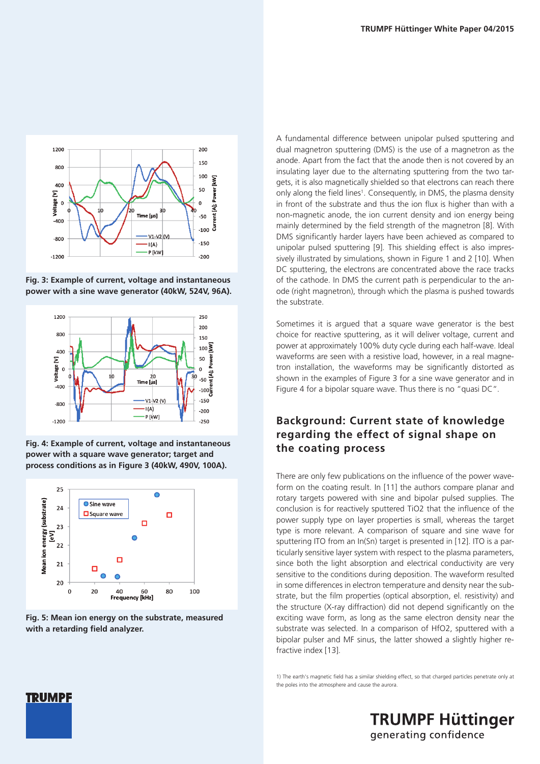Fig. 3: Example of current, voltage and instantaneous power with a sine wave generator (40kW, 524V, 96A).

Fig. 4: Example of current, voltage and instantaneous power with a square wave generator; target and process conditions as in Figure 3 (40kW, 490V, 100A).

Fig. 5: Mean ion energy on the substrate, measured with a retarding field analyzer.

A fundamental difference between unipolar pulsed sputtering and dual magnetron sputtering (DMS) is the use of a magnetron as the anode. Apart from the fact that the anode then is not covered by an insulating layer due to the alternating sputtering from the two targets, it is also magnetically shielded so that electrons can reach there only along the field lines[1]. Consequently, in DMS, the plasma density in front of the substrate and thus the ion flux is higher than with a non-magnetic anode, the ion current density and ion energy being mainly determined by the field strength of the magnetron [8]. With DMS significantly harder layers have been achieved as compared to unipolar pulsed sputtering [9]. This shielding effect is also impressively illustrated by simulations, shown in Figure 1 and 2 [10]. When DC sputtering, the electrons are concentrated above the race tracks of the cathode. In DMS the current path is perpendicular to the anode (right magnetron), through which the plasma is pushed towards the substrate.

Sometimes it is argued that a square wave generator is the best choice for reactive sputtering, as it will deliver voltage, current and power at approximately 100% duty cycle during each half-wave. Ideal waveforms are seen with a resistive load, however, in a real magnetron installation, the waveforms may be significantly distorted as shown in the examples of Figure 3 for a sine wave generator and in Figure 4 for a bipolar square wave. Thus there is no "quasi DC".

## Background: Current state of knowledge regarding the effect of signal shape on the coating process

There are only few publications on the influence of the power waveform on the coating result. In [11] the authors compare planar and rotary targets powered with sine and bipolar pulsed supplies. The conclusion is for reactively sputtered $TiO_2$ that the influence of the power supply type on layer properties is small, whereas the target type is more relevant. A comparison of square and sine wave for sputtering ITO from an In(Sn) target is presented in [12]. ITO is a particularly sensitive layer system with respect to the plasma parameters, since both the light absorption and electrical conductivity are very sensitive to the conditions during deposition. The waveform resulted in some differences in electron temperature and density near the substrate, but the film properties (optical absorption, el. resistivity) and the structure (X-ray diffraction) did not depend significantly on the exciting wave form, as long as the same electron density near the substrate was selected. In a comparison of $HfO_2$, sputtered with a bipolar pulser and MF sinus, the latter showed a slightly higher refractive index [13].

1) The earth's magnetic field has a similar shielding effect, so that charged particles penetrate only at the poles into the atmosphere and cause the aurora.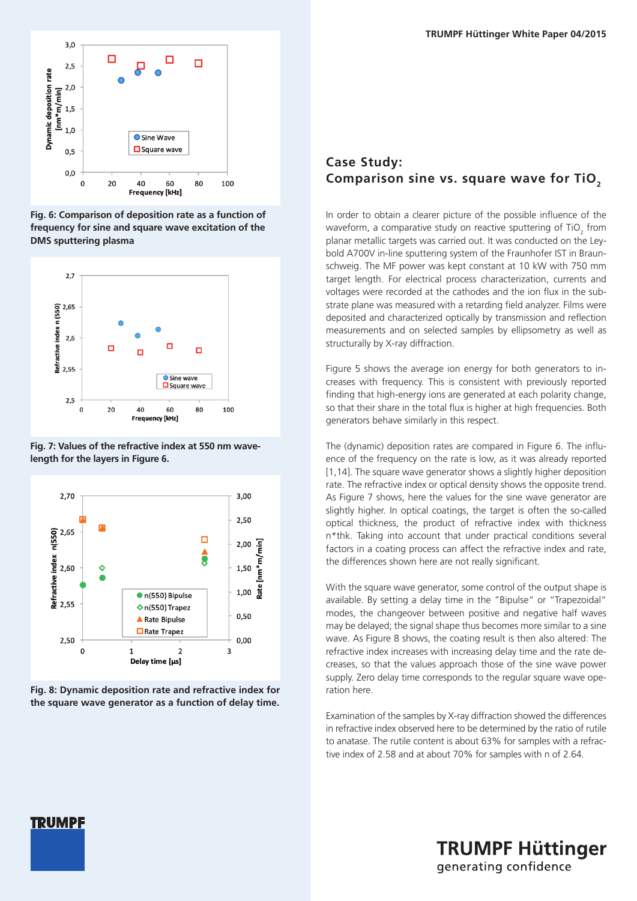Fig. 6: Comparison of deposition rate as a function of frequency for sine and square wave excitation of the DMS sputtering plasma

Fig. 7: Values of the refractive index at 550 nm wavelength for the layers in Figure 6.

Fig. 8: Dynamic deposition rate and refractive index for the square wave generator as a function of delay time.

## Case Study: Comparison sine vs. square wave for $TiO_2$

In order to obtain a clearer picture of the possible influence of the waveform, a comparative study on reactive sputtering of $TiO_2$ from planar metallic targets was carried out. It was conducted on the Leybold A700V in-line sputtering system of the Fraunhofer IST in Braunschweig. The MF power was kept constant at 10 kW with 750 mm target length. For electrical process characterization, currents and voltages were recorded at the cathodes and the ion flux in the substrate plane was measured with a retarding field analyzer. Films were deposited and characterized optically by transmission and reflection measurements and on selected samples by ellipsometry as well as structurally by X-ray diffraction.

Figure 5 shows the average ion energy for both generators to increases with frequency. This is consistent with previously reported finding that high-energy ions are generated at each polarity change, so that their share in the total flux is higher at high frequencies. Both generators behave similarly in this respect.

The (dynamic) deposition rates are compared in Figure 6. The influence of the frequency on the rate is low, as it was already reported [1,14]. The square wave generator shows a slightly higher deposition rate. The refractive index or optical density shows the opposite trend. As Figure 7 shows, here the values for the sine wave generator are slightly higher. In optical coatings, the target is often the so-called optical thickness, the product of refractive index with thickness n*thk. Taking into account that under practical conditions several factors in a coating process can affect the refractive index and rate, the differences shown here are not really significant.

With the square wave generator, some control of the output shape is available. By setting a delay time in the "Bipulse" or "Trapezoidal" modes, the changeover between positive and negative half waves may be delayed; the signal shape thus becomes more similar to a sine wave. As Figure 8 shows, the coating result is then also altered: The refractive index increases with increasing delay time and the rate decreases, so that the values approach those of the sine wave power supply. Zero delay time corresponds to the regular square wave operation here.

Examination of the samples by X-ray diffraction showed the differences in refractive index observed here to be determined by the ratio of rutile to anatase. The rutile content is about 63% for samples with a refractive index of 2.58 and at about 70% for samples with n of 2.64.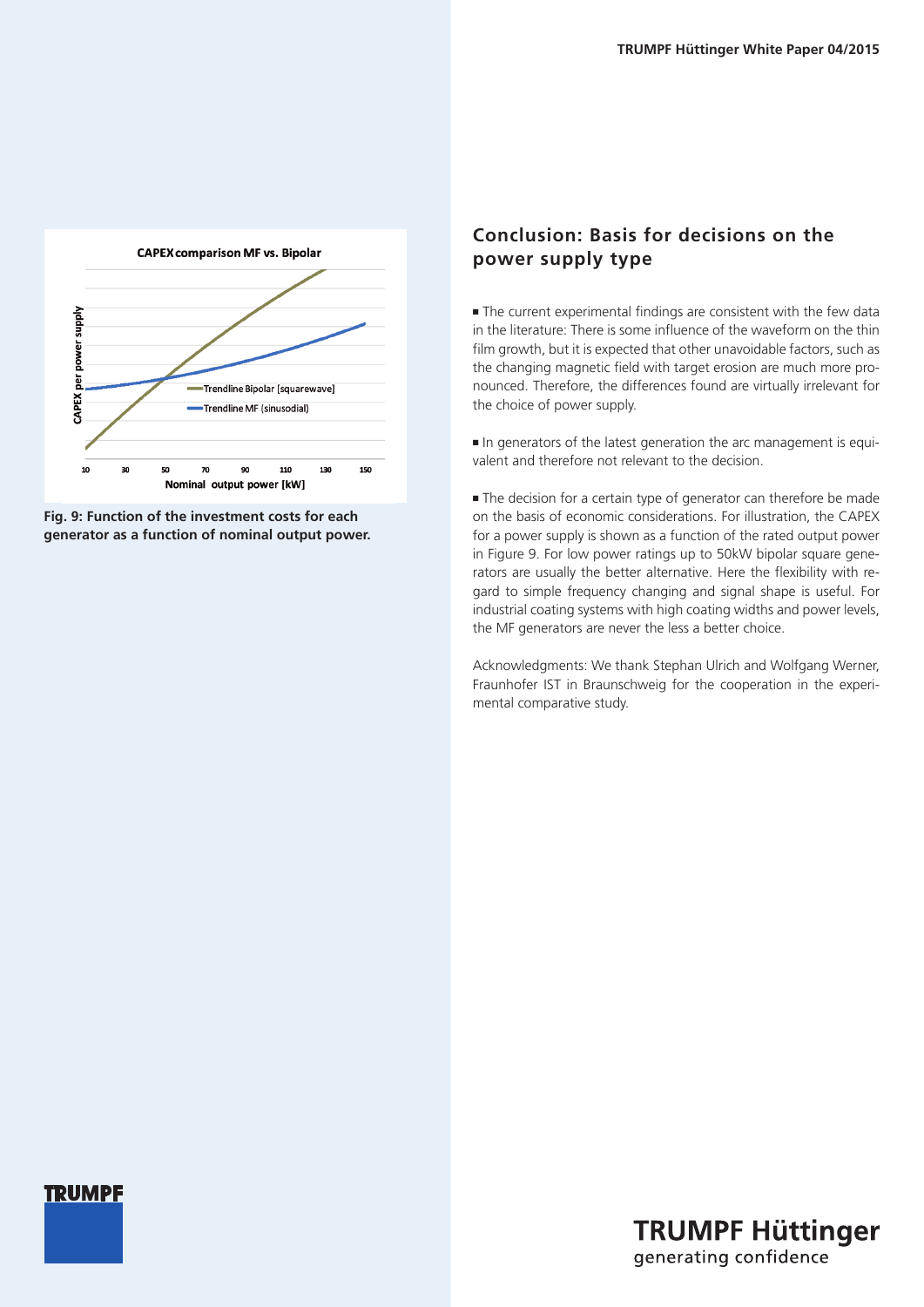**Fig. 9: Function of the investment costs for each generator as a function of nominal output power.**

## Conclusion: Basis for decisions on the power supply type

- The current experimental findings are consistent with the few data in the literature: There is some influence of the waveform on the thin film growth, but it is expected that other unavoidable factors, such as the changing magnetic field with target erosion are much more pronounced. Therefore, the differences found are virtually irrelevant for the choice of power supply.

- In generators of the latest generation the arc management is equivalent and therefore not relevant to the decision.

- The decision for a certain type of generator can therefore be made on the basis of economic considerations. For illustration, the CAPEX for a power supply is shown as a function of the rated output power in Figure 9. For low power ratings up to 50kW bipolar square generators are usually the better alternative. Here the flexibility with regard to simple frequency changing and signal shape is useful. For industrial coating systems with high coating widths and power levels, the MF generators are never the less a better choice.

Acknowledgments: We thank Stephan Ulrich and Wolfgang Werner, Fraunhofer IST in Braunschweig for the cooperation in the experimental comparative study.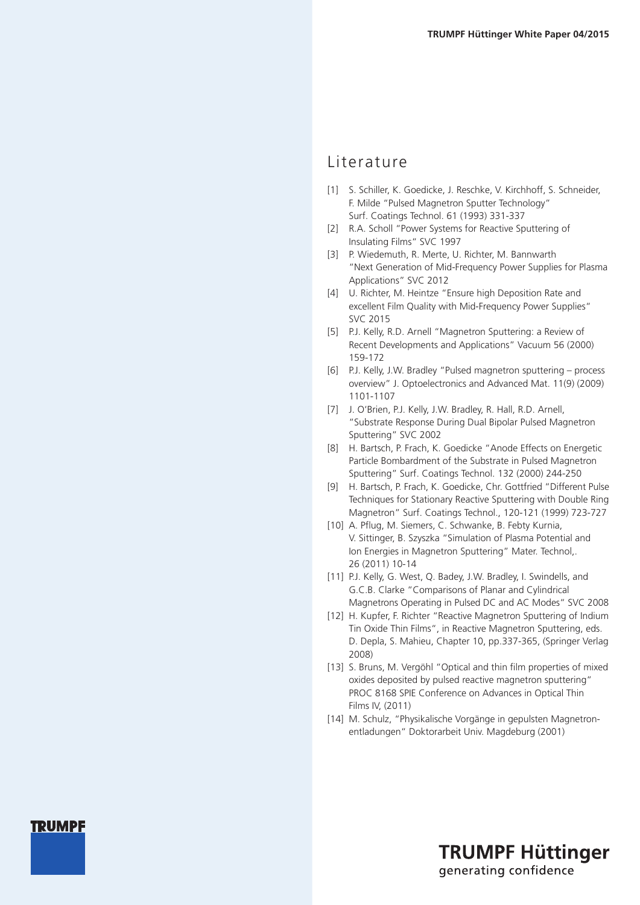# Literature

[1] S. Schiller, K. Goedicke, J. Reschke, V. Kirchhoff, S. Schneider, F. Milde "Pulsed Magnetron Sputter Technology" Surf. Coatings Technol. 61 (1993) 331-337

[2] R.A. Scholl "Power Systems for Reactive Sputtering of Insulating Films" SVC 1997

[3] P. Wiedemuth, R. Merte, U. Richter, M. Bannwarth "Next Generation of Mid-Frequency Power Supplies for Plasma Applications" SVC 2012

[4] U. Richter, M. Heintze "Ensure high Deposition Rate and excellent Film Quality with Mid-Frequency Power Supplies" SVC 2015

[5] P.J. Kelly, R.D. Arnell "Magnetron Sputtering: a Review of Recent Developments and Applications" Vacuum 56 (2000) 159-172

[6] P.J. Kelly, J.W. Bradley "Pulsed magnetron sputtering – process overview" J. Optoelectronics and Advanced Mat. 11(9) (2009) 1101-1107

[7] J. O'Brien, P.J. Kelly, J.W. Bradley, R. Hall, R.D. Arnell, "Substrate Response During Dual Bipolar Pulsed Magnetron Sputtering" SVC 2002

[8] H. Bartsch, P. Frach, K. Goedicke "Anode Effects on Energetic Particle Bombardment of the Substrate in Pulsed Magnetron Sputtering" Surf. Coatings Technol. 132 (2000) 244-250

[9] H. Bartsch, P. Frach, K. Goedicke, Chr. Gottfried "Different Pulse Techniques for Stationary Reactive Sputtering with Double Ring Magnetron" Surf. Coatings Technol., 120-121 (1999) 723-727

[10] A. Pflug, M. Siemers, C. Schwanke, B. Febty Kurnia, V. Sittinger, B. Szyszka "Simulation of Plasma Potential and Ion Energies in Magnetron Sputtering" Mater. Technol,. 26 (2011) 10-14

[11] P.J. Kelly, G. West, Q. Badey, J.W. Bradley, I. Swindells, and G.C.B. Clarke "Comparisons of Planar and Cylindrical Magnetrons Operating in Pulsed DC and AC Modes" SVC 2008

[12] H. Kupfer, F. Richter "Reactive Magnetron Sputtering of Indium Tin Oxide Thin Films", in Reactive Magnetron Sputtering, eds. D. Depla, S. Mahieu, Chapter 10, pp.337-365, (Springer Verlag 2008)

[13] S. Bruns, M. Vergöhl "Optical and thin film properties of mixed oxides deposited by pulsed reactive magnetron sputtering" PROC 8168 SPIE Conference on Advances in Optical Thin Films IV, (2011)

[14] M. Schulz, "Physikalische Vorgänge in gepulsten Magnetron-entladungen" Doktorarbeit Univ. Magdeburg (2001)

TRUMPF Hüttinger

generating confidence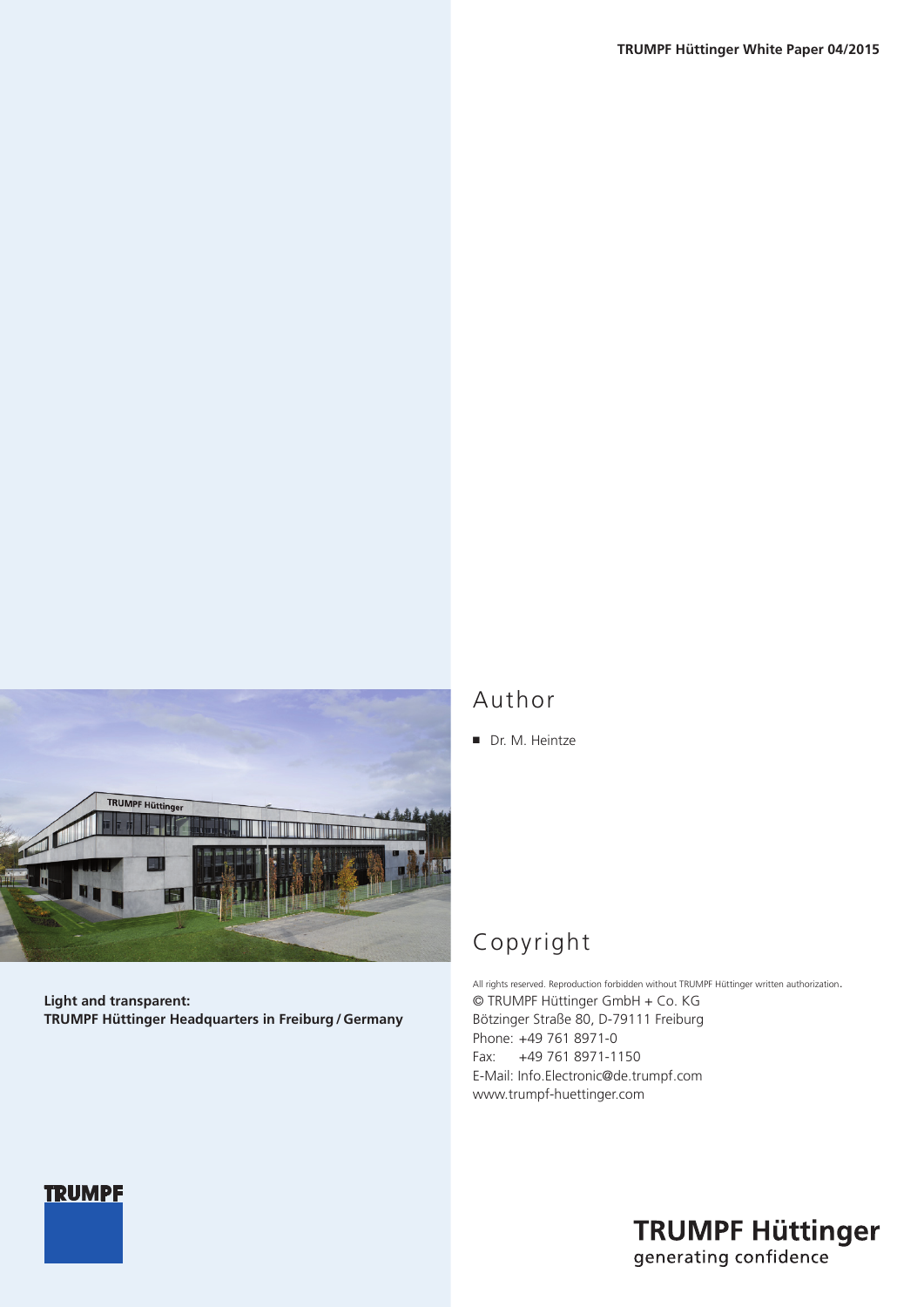**Light and transparent:**
**TRUMPF Hüttinger Headquarters in Freiburg / Germany**

## Author

- Dr. M. Heintze

## Copyright

All rights reserved. Reproduction forbidden without TRUMPF Hüttinger written authorization.
© TRUMPF Hüttinger GmbH + Co. KG
Bötzinger Straße 80, D-79111 Freiburg
Phone: +49 761 8971-0
Fax: +49 761 8971-1150
E-Mail: Info.Electronic@de.trumpf.com
www.trumpf-huettinger.com

TRUMPF

TRUMPF Hüttinger
generating confidence